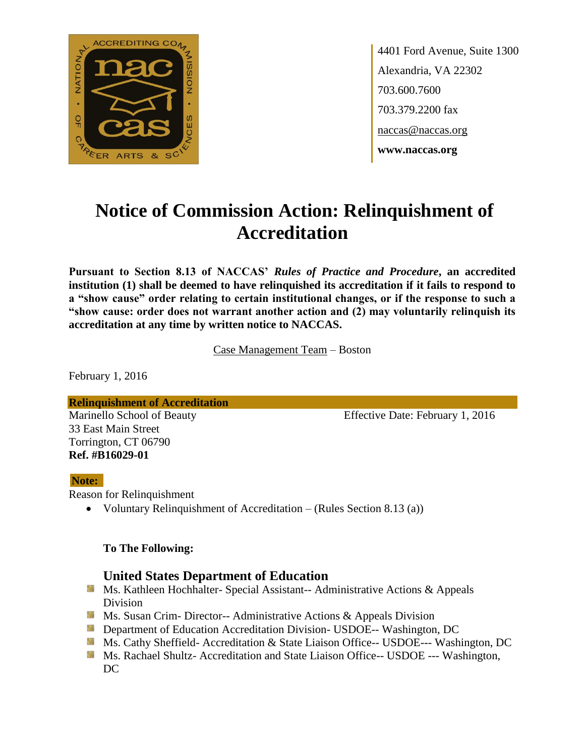4401 Ford Avenue, Suite 1300
Alexandria, VA 22302
703.600.7600
703.379.2200 fax
naccas@naccas.org
**www.naccas.org**

# Notice of Commission Action: Relinquishment of Accreditation

**Pursuant to Section 8.13 of NACCAS' *Rules of Practice and Procedure*, an accredited institution (1) shall be deemed to have relinquished its accreditation if it fails to respond to a "show cause" order relating to certain institutional changes, or if the response to such a "show cause: order does not warrant another action and (2) may voluntarily relinquish its accreditation at any time by written notice to NACCAS.**

Case Management Team – Boston

February 1, 2016

**Relinquishment of Accreditation**

Marinello School of Beauty
33 East Main Street
Torrington, CT 06790
**Ref. #B16029-01**

Effective Date: February 1, 2016

**Note:**

Reason for Relinquishment

- Voluntary Relinquishment of Accreditation – (Rules Section 8.13 (a))

**To The Following:**

### United States Department of Education

- Ms. Kathleen Hochhalter- Special Assistant-- Administrative Actions & Appeals Division
- Ms. Susan Crim- Director-- Administrative Actions & Appeals Division
- Department of Education Accreditation Division- USDOE-- Washington, DC
- Ms. Cathy Sheffield- Accreditation & State Liaison Office-- USDOE--- Washington, DC
- Ms. Rachael Shultz- Accreditation and State Liaison Office-- USDOE --- Washington, DC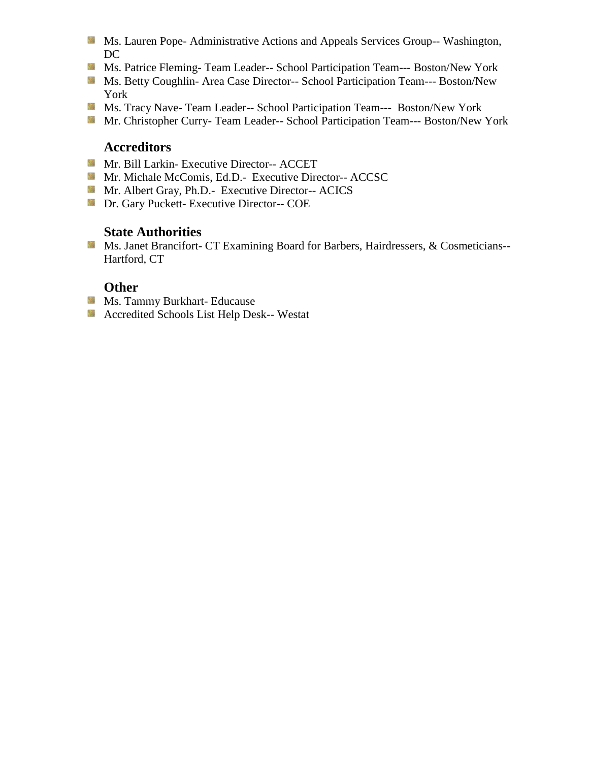- Ms. Lauren Pope- Administrative Actions and Appeals Services Group-- Washington, DC
- Ms. Patrice Fleming- Team Leader-- School Participation Team--- Boston/New York
- Ms. Betty Coughlin- Area Case Director-- School Participation Team--- Boston/New York
- Ms. Tracy Nave- Team Leader-- School Participation Team--- Boston/New York
- Mr. Christopher Curry- Team Leader-- School Participation Team--- Boston/New York

### Accreditors

- Mr. Bill Larkin- Executive Director-- ACCET
- Mr. Michale McComis, Ed.D.- Executive Director-- ACCSC
- Mr. Albert Gray, Ph.D.- Executive Director-- ACICS
- Dr. Gary Puckett- Executive Director-- COE

### State Authorities

- Ms. Janet Brancifort- CT Examining Board for Barbers, Hairdressers, & Cosmeticians-- Hartford, CT

### Other

- Ms. Tammy Burkhart- Educause
- Accredited Schools List Help Desk-- Westat